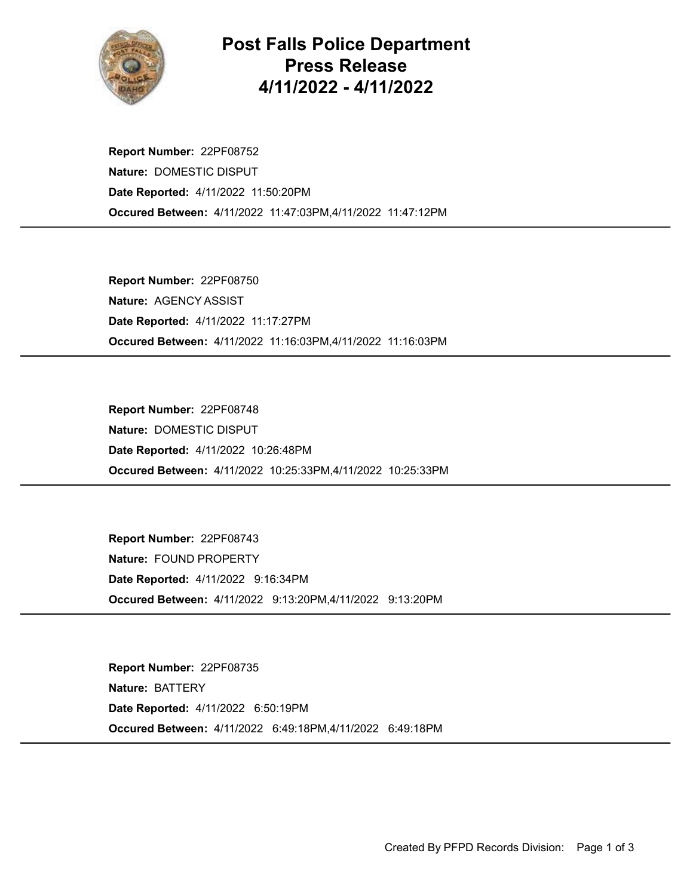# Post Falls Police Department
# Press Release
# 4/11/2022 - 4/11/2022

**Report Number:** 22PF08752
**Nature:** DOMESTIC DISPUT
**Date Reported:** 4/11/2022 11:50:20PM
**Occured Between:** 4/11/2022 11:47:03PM,4/11/2022 11:47:12PM

---

**Report Number:** 22PF08750
**Nature:** AGENCY ASSIST
**Date Reported:** 4/11/2022 11:17:27PM
**Occured Between:** 4/11/2022 11:16:03PM,4/11/2022 11:16:03PM

---

**Report Number:** 22PF08748
**Nature:** DOMESTIC DISPUT
**Date Reported:** 4/11/2022 10:26:48PM
**Occured Between:** 4/11/2022 10:25:33PM,4/11/2022 10:25:33PM

---

**Report Number:** 22PF08743
**Nature:** FOUND PROPERTY
**Date Reported:** 4/11/2022 9:16:34PM
**Occured Between:** 4/11/2022 9:13:20PM,4/11/2022 9:13:20PM

---

**Report Number:** 22PF08735
**Nature:** BATTERY
**Date Reported:** 4/11/2022 6:50:19PM
**Occured Between:** 4/11/2022 6:49:18PM,4/11/2022 6:49:18PM

---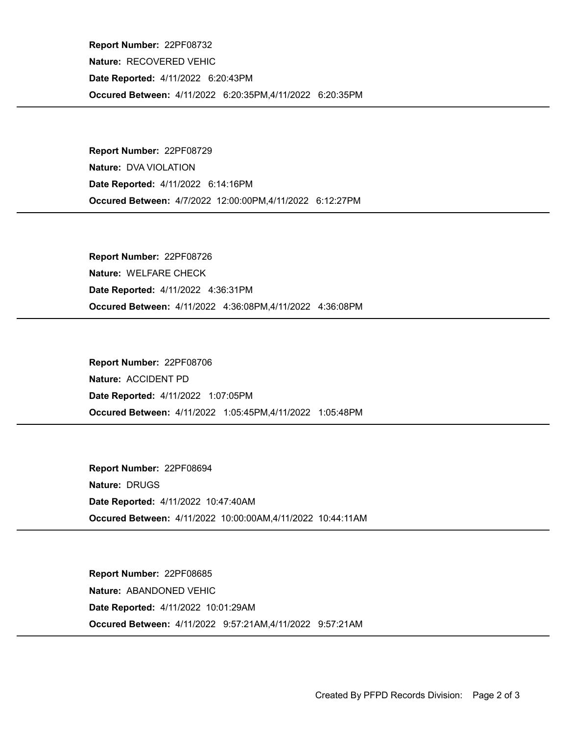**Report Number:** 22PF08732

**Nature:** RECOVERED VEHIC

**Date Reported:** 4/11/2022 6:20:43PM

**Occured Between:** 4/11/2022 6:20:35PM,4/11/2022 6:20:35PM

---

**Report Number:** 22PF08729

**Nature:** DVA VIOLATION

**Date Reported:** 4/11/2022 6:14:16PM

**Occured Between:** 4/7/2022 12:00:00PM,4/11/2022 6:12:27PM

---

**Report Number:** 22PF08726

**Nature:** WELFARE CHECK

**Date Reported:** 4/11/2022 4:36:31PM

**Occured Between:** 4/11/2022 4:36:08PM,4/11/2022 4:36:08PM

---

**Report Number:** 22PF08706

**Nature:** ACCIDENT PD

**Date Reported:** 4/11/2022 1:07:05PM

**Occured Between:** 4/11/2022 1:05:45PM,4/11/2022 1:05:48PM

---

**Report Number:** 22PF08694

**Nature:** DRUGS

**Date Reported:** 4/11/2022 10:47:40AM

**Occured Between:** 4/11/2022 10:00:00AM,4/11/2022 10:44:11AM

---

**Report Number:** 22PF08685

**Nature:** ABANDONED VEHIC

**Date Reported:** 4/11/2022 10:01:29AM

**Occured Between:** 4/11/2022 9:57:21AM,4/11/2022 9:57:21AM

---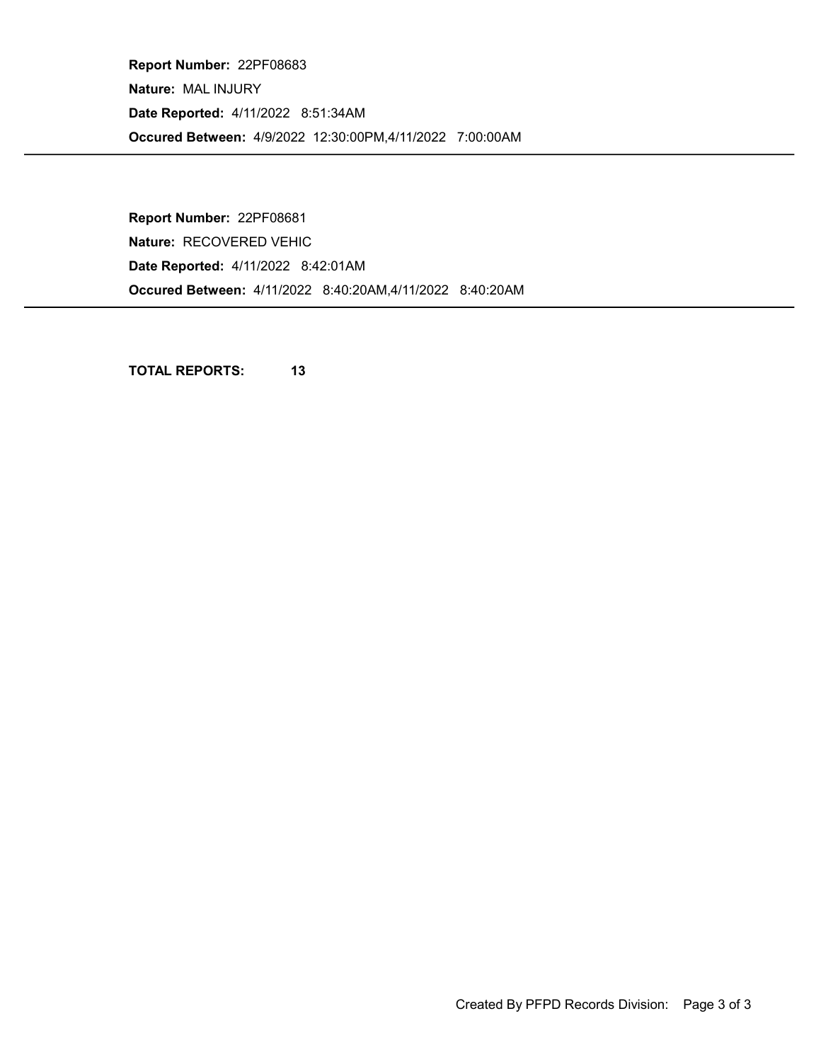**Report Number:** 22PF08683

**Nature:** MAL INJURY

**Date Reported:** 4/11/2022 8:51:34AM

**Occured Between:** 4/9/2022 12:30:00PM,4/11/2022 7:00:00AM

---

**Report Number:** 22PF08681

**Nature:** RECOVERED VEHIC

**Date Reported:** 4/11/2022 8:42:01AM

**Occured Between:** 4/11/2022 8:40:20AM,4/11/2022 8:40:20AM

---

**TOTAL REPORTS:** **13**